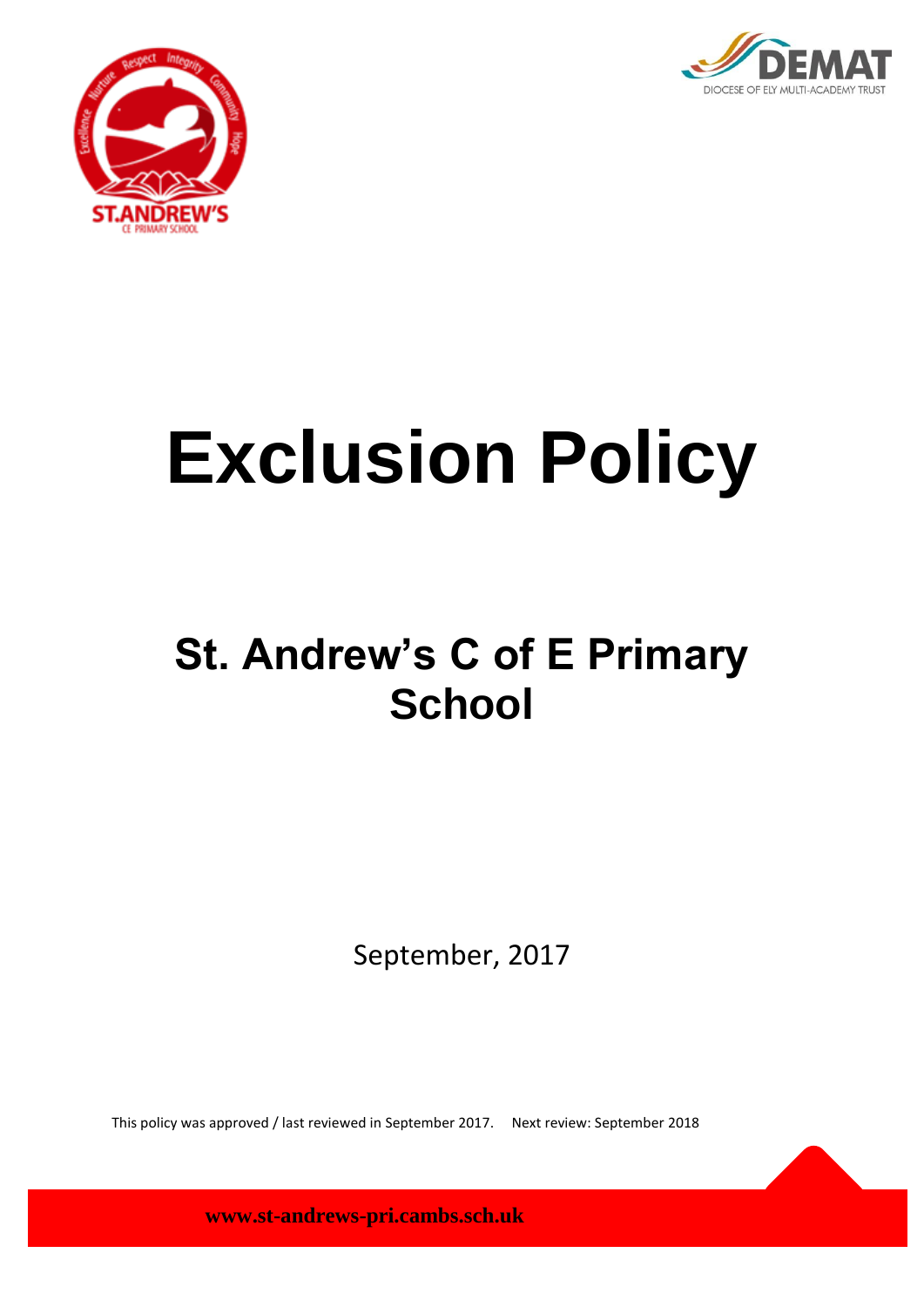# Exclusion Policy

## St. Andrew's C of E Primary School

September, 2017

This policy was approved / last reviewed in September 2017. Next review: September 2018

www.st-andrews-pri.cambs.sch.uk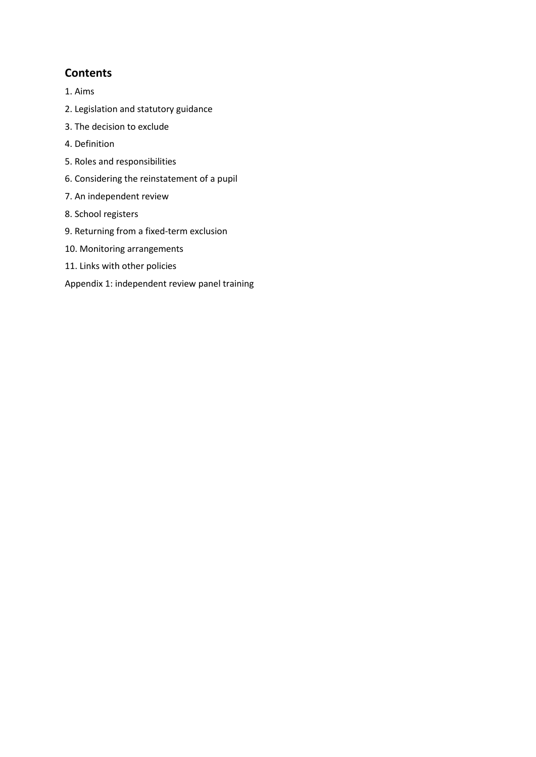## Contents

1. Aims
2. Legislation and statutory guidance
3. The decision to exclude
4. Definition
5. Roles and responsibilities
6. Considering the reinstatement of a pupil
7. An independent review
8. School registers
9. Returning from a fixed-term exclusion
10. Monitoring arrangements
11. Links with other policies

Appendix 1: independent review panel training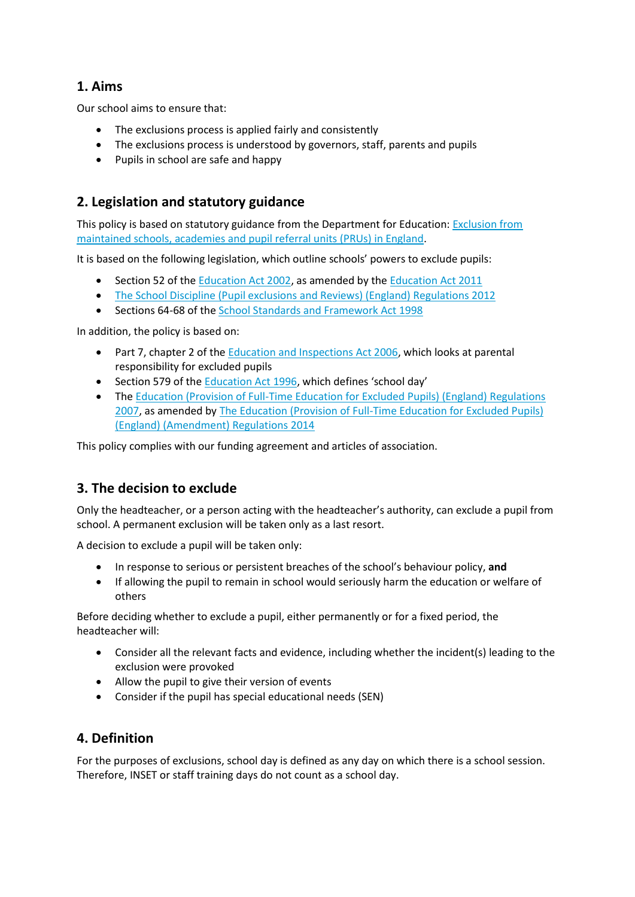## 1. Aims

Our school aims to ensure that:

- The exclusions process is applied fairly and consistently
- The exclusions process is understood by governors, staff, parents and pupils
- Pupils in school are safe and happy

## 2. Legislation and statutory guidance

This policy is based on statutory guidance from the Department for Education: Exclusion from maintained schools, academies and pupil referral units (PRUs) in England.

It is based on the following legislation, which outline schools' powers to exclude pupils:

- Section 52 of the Education Act 2002, as amended by the Education Act 2011
- The School Discipline (Pupil exclusions and Reviews) (England) Regulations 2012
- Sections 64-68 of the School Standards and Framework Act 1998

In addition, the policy is based on:

- Part 7, chapter 2 of the Education and Inspections Act 2006, which looks at parental responsibility for excluded pupils
- Section 579 of the Education Act 1996, which defines 'school day'
- The Education (Provision of Full-Time Education for Excluded Pupils) (England) Regulations 2007, as amended by The Education (Provision of Full-Time Education for Excluded Pupils) (England) (Amendment) Regulations 2014

This policy complies with our funding agreement and articles of association.

## 3. The decision to exclude

Only the headteacher, or a person acting with the headteacher's authority, can exclude a pupil from school. A permanent exclusion will be taken only as a last resort.

A decision to exclude a pupil will be taken only:

- In response to serious or persistent breaches of the school's behaviour policy, **and**
- If allowing the pupil to remain in school would seriously harm the education or welfare of others

Before deciding whether to exclude a pupil, either permanently or for a fixed period, the headteacher will:

- Consider all the relevant facts and evidence, including whether the incident(s) leading to the exclusion were provoked
- Allow the pupil to give their version of events
- Consider if the pupil has special educational needs (SEN)

## 4. Definition

For the purposes of exclusions, school day is defined as any day on which there is a school session. Therefore, INSET or staff training days do not count as a school day.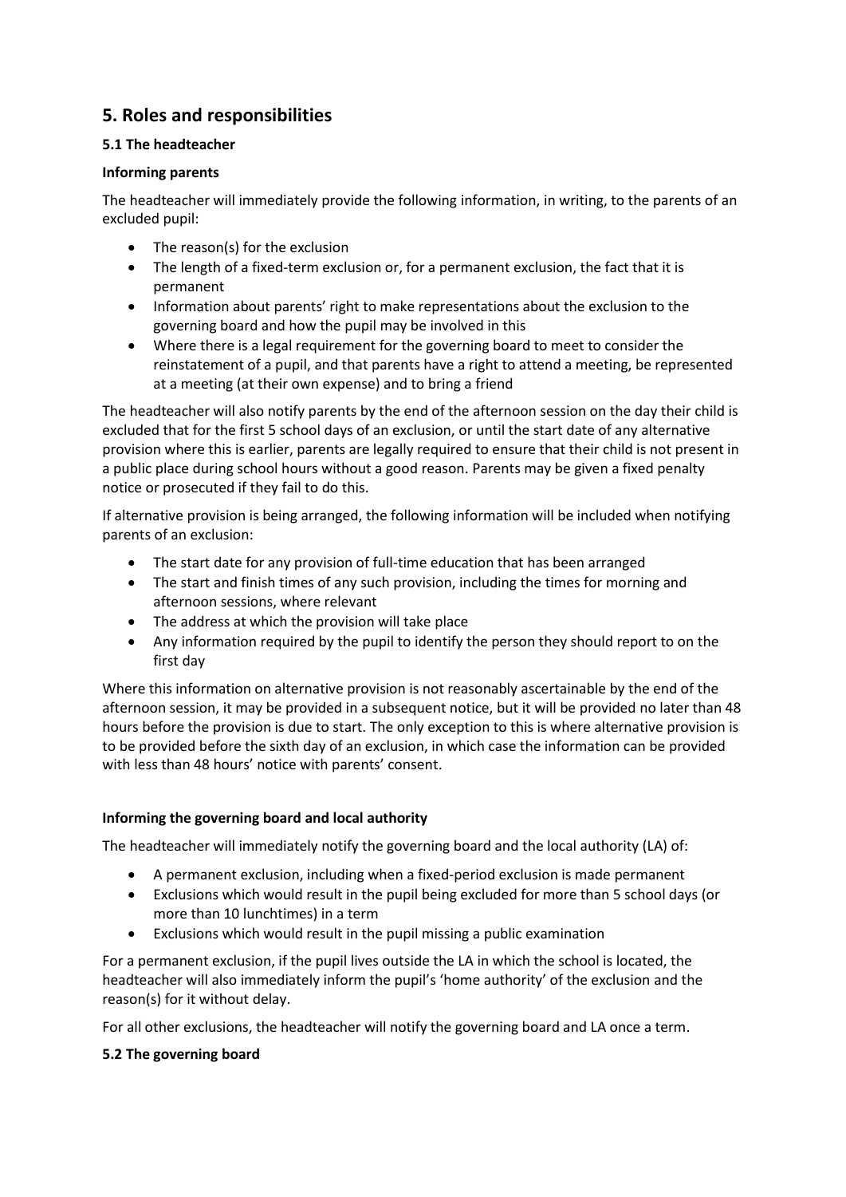## 5. Roles and responsibilities

### 5.1 The headteacher

**Informing parents**

The headteacher will immediately provide the following information, in writing, to the parents of an excluded pupil:

- The reason(s) for the exclusion
- The length of a fixed-term exclusion or, for a permanent exclusion, the fact that it is permanent
- Information about parents' right to make representations about the exclusion to the governing board and how the pupil may be involved in this
- Where there is a legal requirement for the governing board to meet to consider the reinstatement of a pupil, and that parents have a right to attend a meeting, be represented at a meeting (at their own expense) and to bring a friend

The headteacher will also notify parents by the end of the afternoon session on the day their child is excluded that for the first 5 school days of an exclusion, or until the start date of any alternative provision where this is earlier, parents are legally required to ensure that their child is not present in a public place during school hours without a good reason. Parents may be given a fixed penalty notice or prosecuted if they fail to do this.

If alternative provision is being arranged, the following information will be included when notifying parents of an exclusion:

- The start date for any provision of full-time education that has been arranged
- The start and finish times of any such provision, including the times for morning and afternoon sessions, where relevant
- The address at which the provision will take place
- Any information required by the pupil to identify the person they should report to on the first day

Where this information on alternative provision is not reasonably ascertainable by the end of the afternoon session, it may be provided in a subsequent notice, but it will be provided no later than 48 hours before the provision is due to start. The only exception to this is where alternative provision is to be provided before the sixth day of an exclusion, in which case the information can be provided with less than 48 hours' notice with parents' consent.

**Informing the governing board and local authority**

The headteacher will immediately notify the governing board and the local authority (LA) of:

- A permanent exclusion, including when a fixed-period exclusion is made permanent
- Exclusions which would result in the pupil being excluded for more than 5 school days (or more than 10 lunchtimes) in a term
- Exclusions which would result in the pupil missing a public examination

For a permanent exclusion, if the pupil lives outside the LA in which the school is located, the headteacher will also immediately inform the pupil's 'home authority' of the exclusion and the reason(s) for it without delay.

For all other exclusions, the headteacher will notify the governing board and LA once a term.

### 5.2 The governing board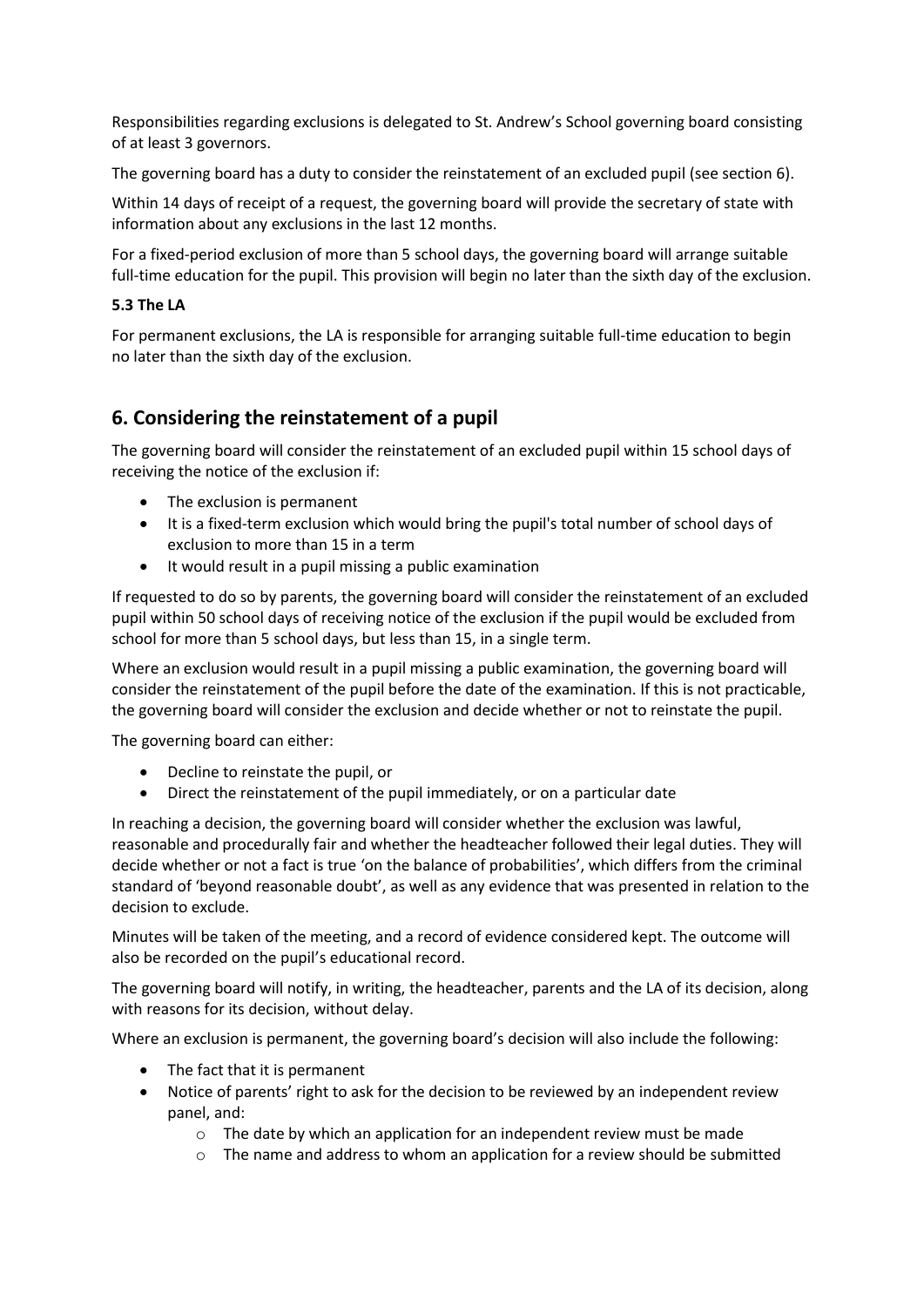Responsibilities regarding exclusions is delegated to St. Andrew's School governing board consisting of at least 3 governors.

The governing board has a duty to consider the reinstatement of an excluded pupil (see section 6).

Within 14 days of receipt of a request, the governing board will provide the secretary of state with information about any exclusions in the last 12 months.

For a fixed-period exclusion of more than 5 school days, the governing board will arrange suitable full-time education for the pupil. This provision will begin no later than the sixth day of the exclusion.

### 5.3 The LA

For permanent exclusions, the LA is responsible for arranging suitable full-time education to begin no later than the sixth day of the exclusion.

## 6. Considering the reinstatement of a pupil

The governing board will consider the reinstatement of an excluded pupil within 15 school days of receiving the notice of the exclusion if:

- The exclusion is permanent
- It is a fixed-term exclusion which would bring the pupil's total number of school days of exclusion to more than 15 in a term
- It would result in a pupil missing a public examination

If requested to do so by parents, the governing board will consider the reinstatement of an excluded pupil within 50 school days of receiving notice of the exclusion if the pupil would be excluded from school for more than 5 school days, but less than 15, in a single term.

Where an exclusion would result in a pupil missing a public examination, the governing board will consider the reinstatement of the pupil before the date of the examination. If this is not practicable, the governing board will consider the exclusion and decide whether or not to reinstate the pupil.

The governing board can either:

- Decline to reinstate the pupil, or
- Direct the reinstatement of the pupil immediately, or on a particular date

In reaching a decision, the governing board will consider whether the exclusion was lawful, reasonable and procedurally fair and whether the headteacher followed their legal duties. They will decide whether or not a fact is true 'on the balance of probabilities', which differs from the criminal standard of 'beyond reasonable doubt', as well as any evidence that was presented in relation to the decision to exclude.

Minutes will be taken of the meeting, and a record of evidence considered kept. The outcome will also be recorded on the pupil's educational record.

The governing board will notify, in writing, the headteacher, parents and the LA of its decision, along with reasons for its decision, without delay.

Where an exclusion is permanent, the governing board's decision will also include the following:

- The fact that it is permanent
- Notice of parents' right to ask for the decision to be reviewed by an independent review panel, and:
  - The date by which an application for an independent review must be made
  - The name and address to whom an application for a review should be submitted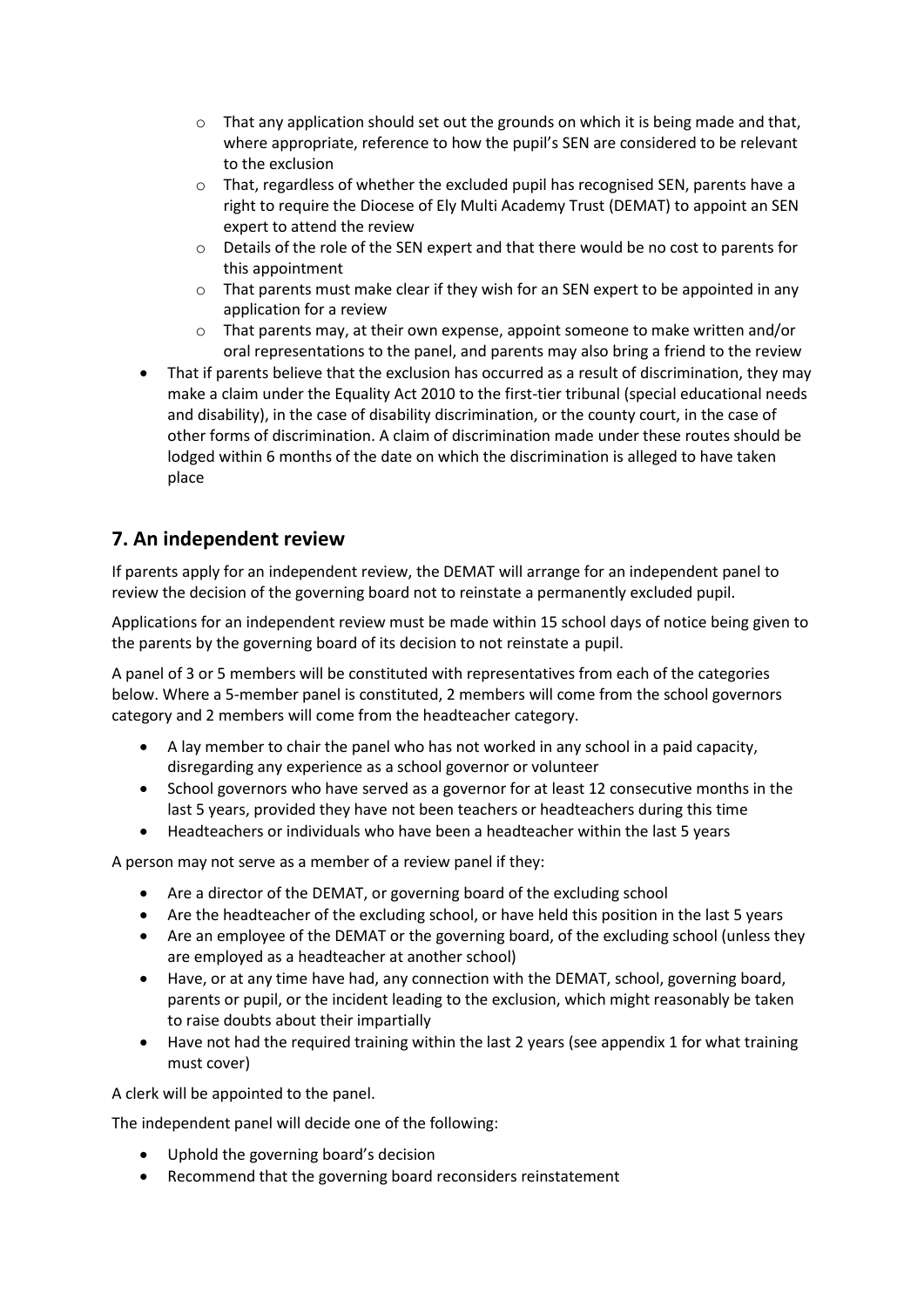- That any application should set out the grounds on which it is being made and that, where appropriate, reference to how the pupil's SEN are considered to be relevant to the exclusion
  - That, regardless of whether the excluded pupil has recognised SEN, parents have a right to require the Diocese of Ely Multi Academy Trust (DEMAT) to appoint an SEN expert to attend the review
  - Details of the role of the SEN expert and that there would be no cost to parents for this appointment
  - That parents must make clear if they wish for an SEN expert to be appointed in any application for a review
  - That parents may, at their own expense, appoint someone to make written and/or oral representations to the panel, and parents may also bring a friend to the review
- That if parents believe that the exclusion has occurred as a result of discrimination, they may make a claim under the Equality Act 2010 to the first-tier tribunal (special educational needs and disability), in the case of disability discrimination, or the county court, in the case of other forms of discrimination. A claim of discrimination made under these routes should be lodged within 6 months of the date on which the discrimination is alleged to have taken place

## 7. An independent review

If parents apply for an independent review, the DEMAT will arrange for an independent panel to review the decision of the governing board not to reinstate a permanently excluded pupil.

Applications for an independent review must be made within 15 school days of notice being given to the parents by the governing board of its decision to not reinstate a pupil.

A panel of 3 or 5 members will be constituted with representatives from each of the categories below. Where a 5-member panel is constituted, 2 members will come from the school governors category and 2 members will come from the headteacher category.

- A lay member to chair the panel who has not worked in any school in a paid capacity, disregarding any experience as a school governor or volunteer
- School governors who have served as a governor for at least 12 consecutive months in the last 5 years, provided they have not been teachers or headteachers during this time
- Headteachers or individuals who have been a headteacher within the last 5 years

A person may not serve as a member of a review panel if they:

- Are a director of the DEMAT, or governing board of the excluding school
- Are the headteacher of the excluding school, or have held this position in the last 5 years
- Are an employee of the DEMAT or the governing board, of the excluding school (unless they are employed as a headteacher at another school)
- Have, or at any time have had, any connection with the DEMAT, school, governing board, parents or pupil, or the incident leading to the exclusion, which might reasonably be taken to raise doubts about their impartially
- Have not had the required training within the last 2 years (see appendix 1 for what training must cover)

A clerk will be appointed to the panel.

The independent panel will decide one of the following:

- Uphold the governing board's decision
- Recommend that the governing board reconsiders reinstatement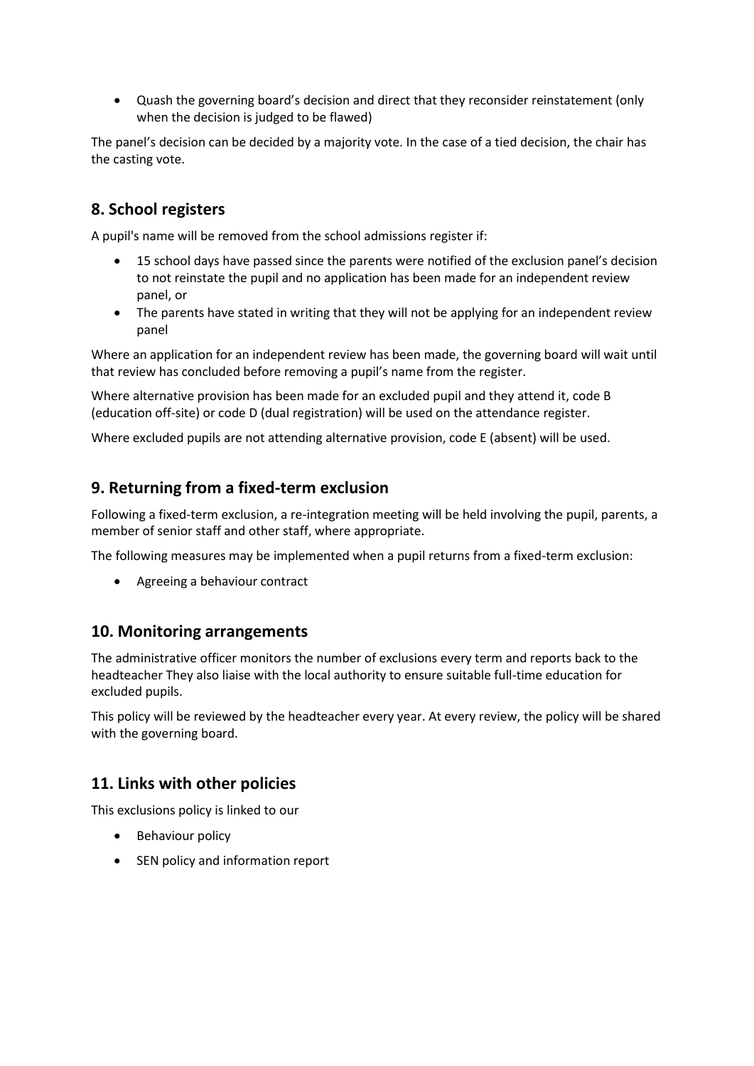- Quash the governing board's decision and direct that they reconsider reinstatement (only when the decision is judged to be flawed)

The panel's decision can be decided by a majority vote. In the case of a tied decision, the chair has the casting vote.

## 8. School registers

A pupil's name will be removed from the school admissions register if:

- 15 school days have passed since the parents were notified of the exclusion panel's decision to not reinstate the pupil and no application has been made for an independent review panel, or
- The parents have stated in writing that they will not be applying for an independent review panel

Where an application for an independent review has been made, the governing board will wait until that review has concluded before removing a pupil's name from the register.

Where alternative provision has been made for an excluded pupil and they attend it, code B (education off-site) or code D (dual registration) will be used on the attendance register.

Where excluded pupils are not attending alternative provision, code E (absent) will be used.

## 9. Returning from a fixed-term exclusion

Following a fixed-term exclusion, a re-integration meeting will be held involving the pupil, parents, a member of senior staff and other staff, where appropriate.

The following measures may be implemented when a pupil returns from a fixed-term exclusion:

- Agreeing a behaviour contract

## 10. Monitoring arrangements

The administrative officer monitors the number of exclusions every term and reports back to the headteacher They also liaise with the local authority to ensure suitable full-time education for excluded pupils.

This policy will be reviewed by the headteacher every year. At every review, the policy will be shared with the governing board.

## 11. Links with other policies

This exclusions policy is linked to our

- Behaviour policy
- SEN policy and information report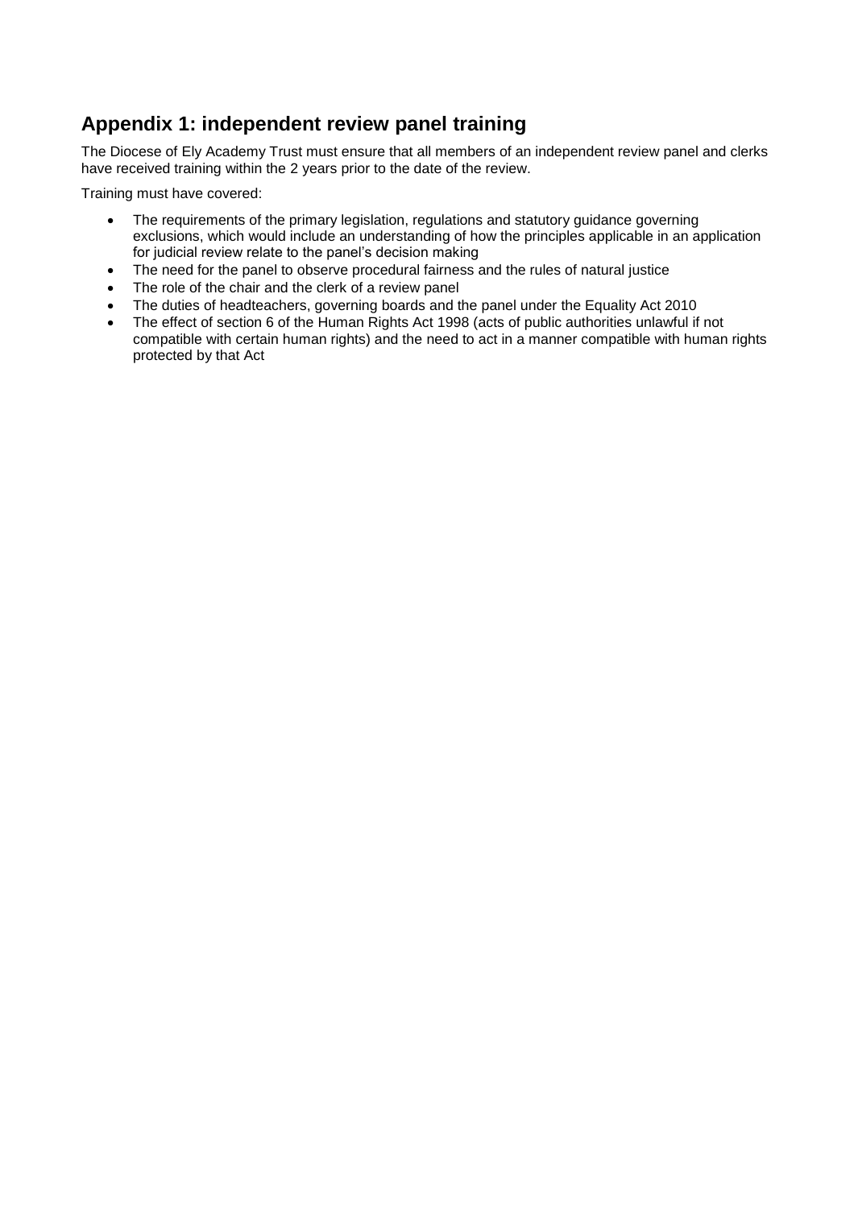## Appendix 1: independent review panel training

The Diocese of Ely Academy Trust must ensure that all members of an independent review panel and clerks have received training within the 2 years prior to the date of the review.

Training must have covered:

- The requirements of the primary legislation, regulations and statutory guidance governing exclusions, which would include an understanding of how the principles applicable in an application for judicial review relate to the panel's decision making
- The need for the panel to observe procedural fairness and the rules of natural justice
- The role of the chair and the clerk of a review panel
- The duties of headteachers, governing boards and the panel under the Equality Act 2010
- The effect of section 6 of the Human Rights Act 1998 (acts of public authorities unlawful if not compatible with certain human rights) and the need to act in a manner compatible with human rights protected by that Act